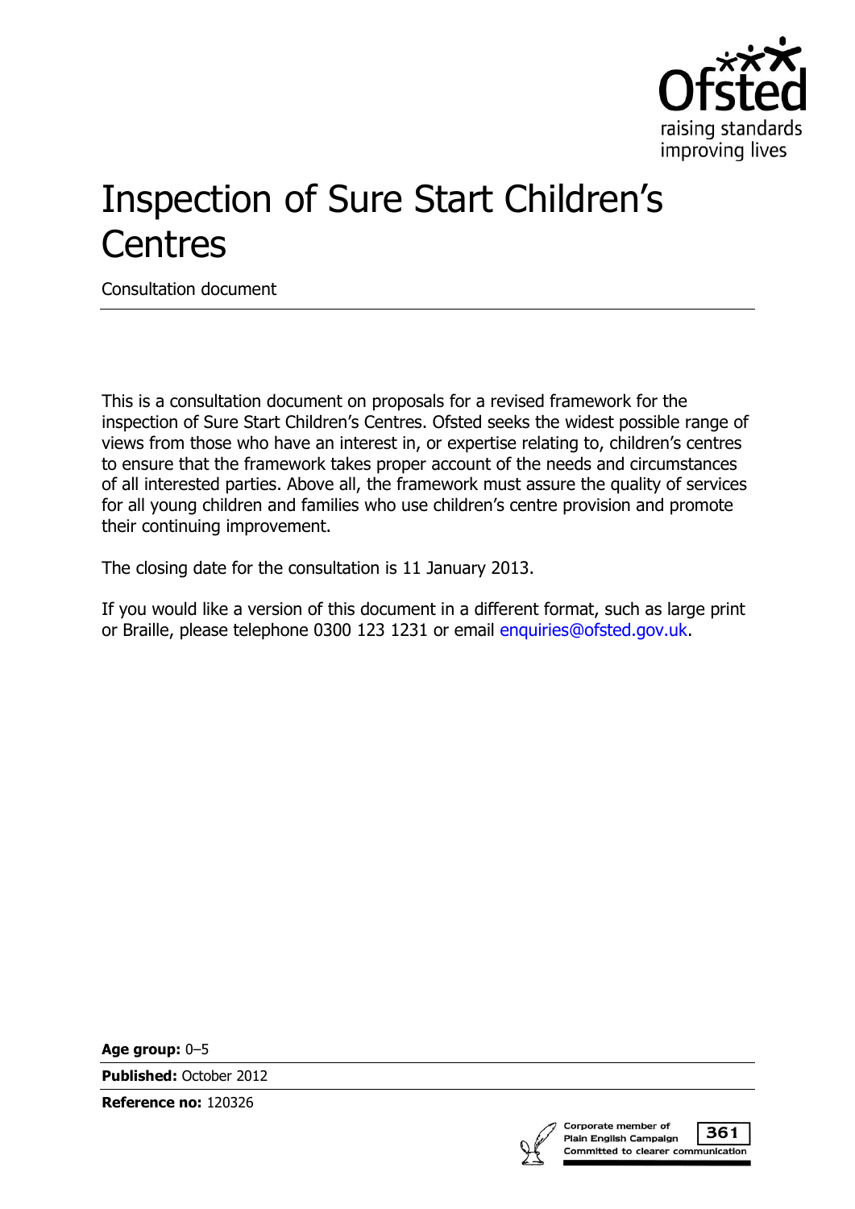# Inspection of Sure Start Children's Centres

Consultation document

This is a consultation document on proposals for a revised framework for the inspection of Sure Start Children's Centres. Ofsted seeks the widest possible range of views from those who have an interest in, or expertise relating to, children's centres to ensure that the framework takes proper account of the needs and circumstances of all interested parties. Above all, the framework must assure the quality of services for all young children and families who use children's centre provision and promote their continuing improvement.

The closing date for the consultation is 11 January 2013.

If you would like a version of this document in a different format, such as large print or Braille, please telephone 0300 123 1231 or email enquiries@ofsted.gov.uk.

**Age group:** 0–5

**Published:** October 2012

**Reference no:** 120326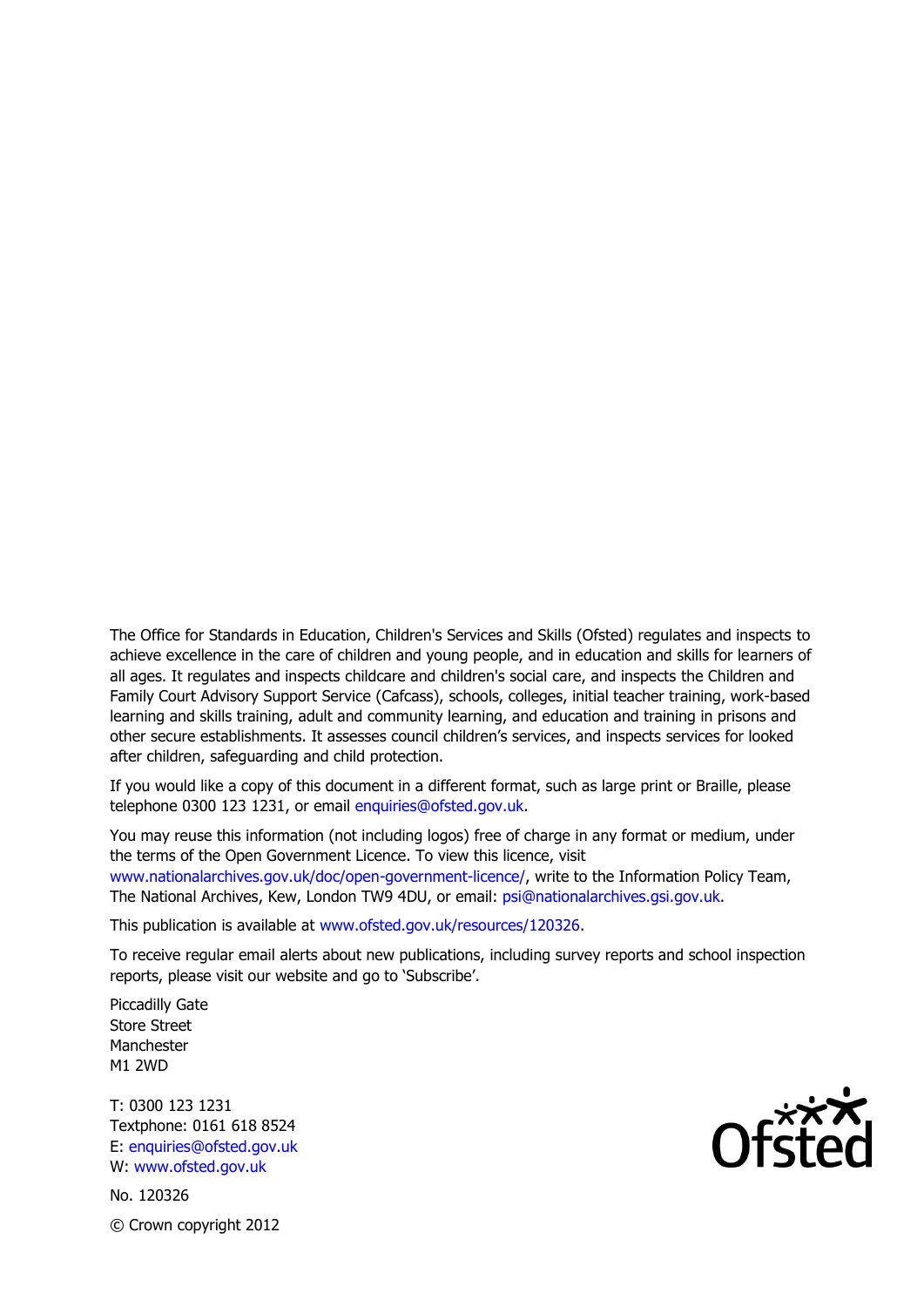The Office for Standards in Education, Children's Services and Skills (Ofsted) regulates and inspects to achieve excellence in the care of children and young people, and in education and skills for learners of all ages. It regulates and inspects childcare and children's social care, and inspects the Children and Family Court Advisory Support Service (Cafcass), schools, colleges, initial teacher training, work-based learning and skills training, adult and community learning, and education and training in prisons and other secure establishments. It assesses council children's services, and inspects services for looked after children, safeguarding and child protection.

If you would like a copy of this document in a different format, such as large print or Braille, please telephone 0300 123 1231, or email enquiries@ofsted.gov.uk.

You may reuse this information (not including logos) free of charge in any format or medium, under the terms of the Open Government Licence. To view this licence, visit www.nationalarchives.gov.uk/doc/open-government-licence/, write to the Information Policy Team, The National Archives, Kew, London TW9 4DU, or email: psi@nationalarchives.gsi.gov.uk.

This publication is available at www.ofsted.gov.uk/resources/120326.

To receive regular email alerts about new publications, including survey reports and school inspection reports, please visit our website and go to 'Subscribe'.

Piccadilly Gate
Store Street
Manchester
M1 2WD

T: 0300 123 1231
Textphone: 0161 618 8524
E: enquiries@ofsted.gov.uk
W: www.ofsted.gov.uk

No. 120326

© Crown copyright 2012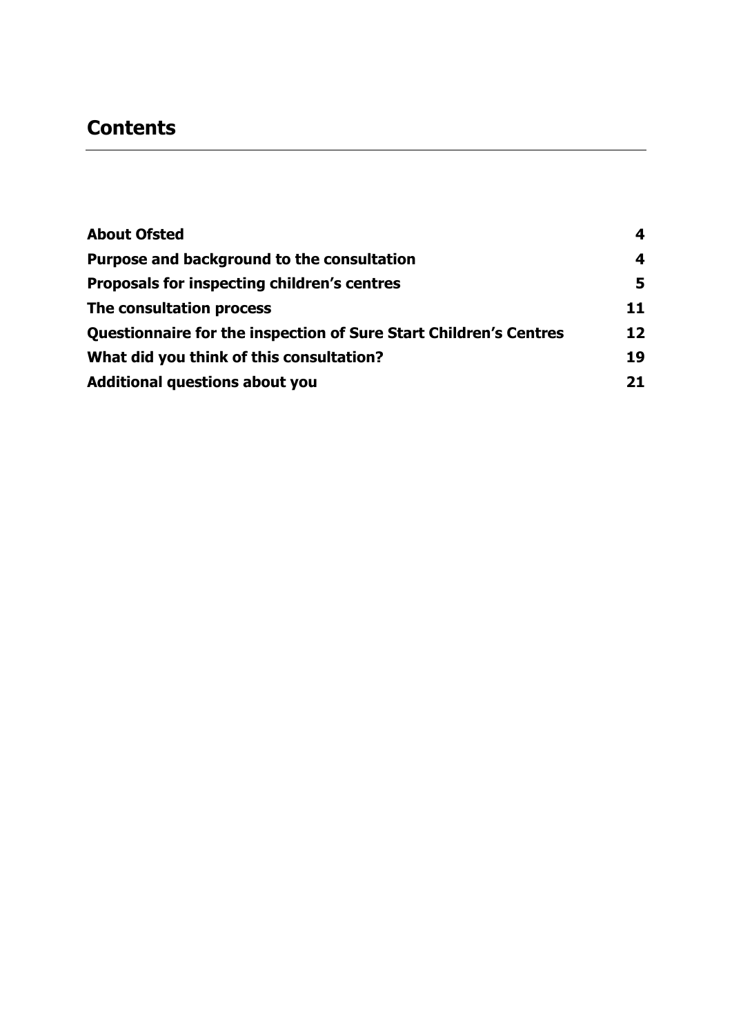# Contents

| | |
|---|---|
| **About Ofsted** | **4** |
| **Purpose and background to the consultation** | **4** |
| **Proposals for inspecting children's centres** | **5** |
| **The consultation process** | **11** |
| **Questionnaire for the inspection of Sure Start Children's Centres** | **12** |
| **What did you think of this consultation?** | **19** |
| **Additional questions about you** | **21** |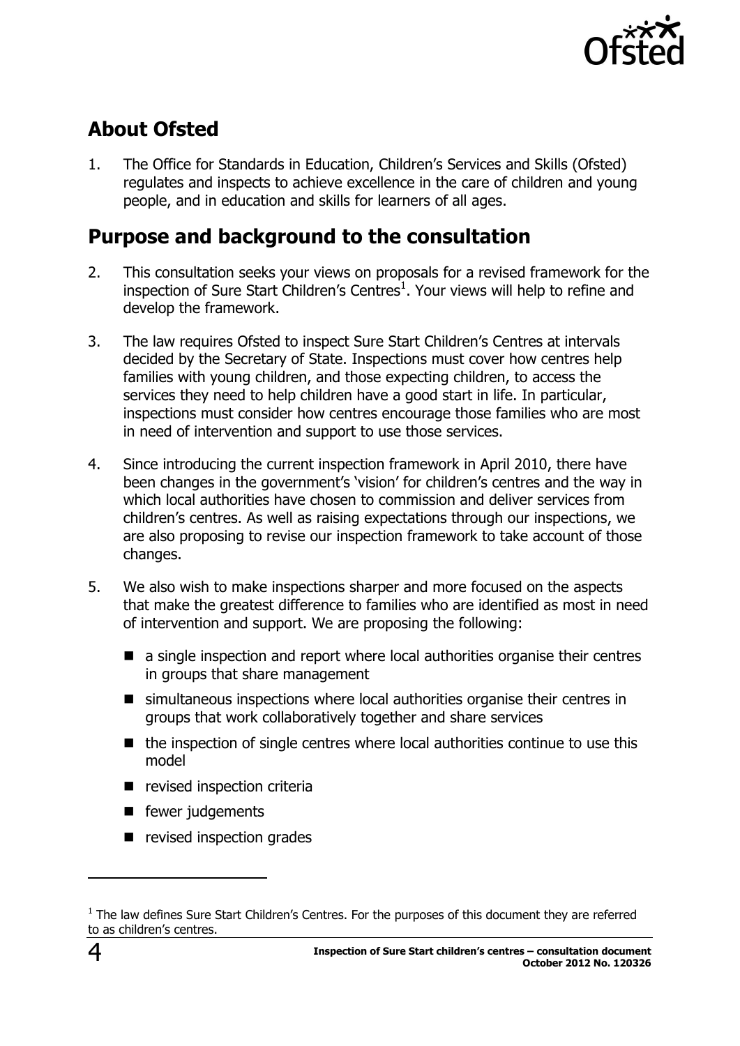## About Ofsted

1. The Office for Standards in Education, Children's Services and Skills (Ofsted) regulates and inspects to achieve excellence in the care of children and young people, and in education and skills for learners of all ages.

## Purpose and background to the consultation

2. This consultation seeks your views on proposals for a revised framework for the inspection of Sure Start Children's Centres[1]. Your views will help to refine and develop the framework.

3. The law requires Ofsted to inspect Sure Start Children's Centres at intervals decided by the Secretary of State. Inspections must cover how centres help families with young children, and those expecting children, to access the services they need to help children have a good start in life. In particular, inspections must consider how centres encourage those families who are most in need of intervention and support to use those services.

4. Since introducing the current inspection framework in April 2010, there have been changes in the government's 'vision' for children's centres and the way in which local authorities have chosen to commission and deliver services from children's centres. As well as raising expectations through our inspections, we are also proposing to revise our inspection framework to take account of those changes.

5. We also wish to make inspections sharper and more focused on the aspects that make the greatest difference to families who are identified as most in need of intervention and support. We are proposing the following:

   - a single inspection and report where local authorities organise their centres in groups that share management
   - simultaneous inspections where local authorities organise their centres in groups that work collaboratively together and share services
   - the inspection of single centres where local authorities continue to use this model
   - revised inspection criteria
   - fewer judgements
   - revised inspection grades

---

[1] The law defines Sure Start Children's Centres. For the purposes of this document they are referred to as children's centres.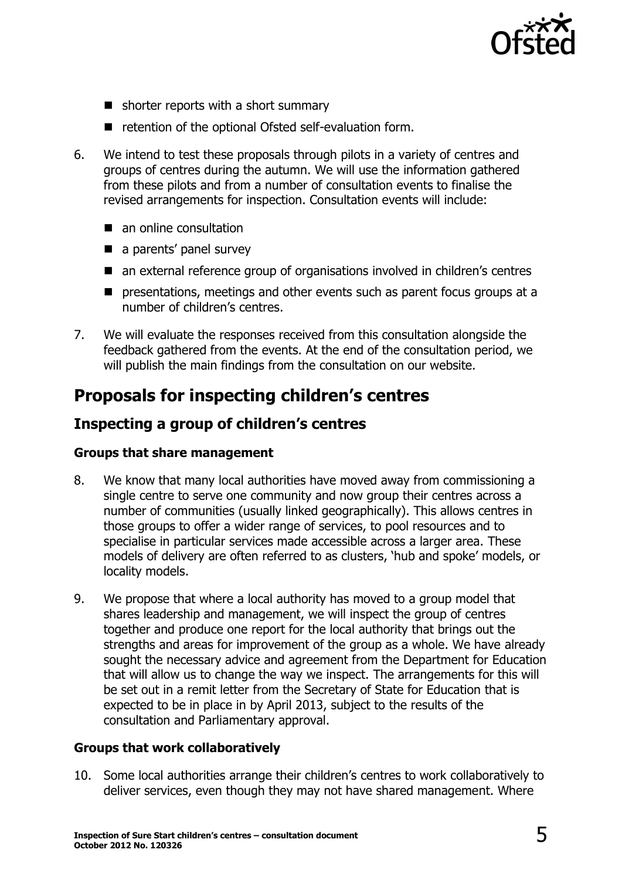- shorter reports with a short summary
- retention of the optional Ofsted self-evaluation form.

6. We intend to test these proposals through pilots in a variety of centres and groups of centres during the autumn. We will use the information gathered from these pilots and from a number of consultation events to finalise the revised arrangements for inspection. Consultation events will include:
   - an online consultation
   - a parents' panel survey
   - an external reference group of organisations involved in children's centres
   - presentations, meetings and other events such as parent focus groups at a number of children's centres.
7. We will evaluate the responses received from this consultation alongside the feedback gathered from the events. At the end of the consultation period, we will publish the main findings from the consultation on our website.

# Proposals for inspecting children's centres

## Inspecting a group of children's centres

### Groups that share management

8. We know that many local authorities have moved away from commissioning a single centre to serve one community and now group their centres across a number of communities (usually linked geographically). This allows centres in those groups to offer a wider range of services, to pool resources and to specialise in particular services made accessible across a larger area. These models of delivery are often referred to as clusters, 'hub and spoke' models, or locality models.
9. We propose that where a local authority has moved to a group model that shares leadership and management, we will inspect the group of centres together and produce one report for the local authority that brings out the strengths and areas for improvement of the group as a whole. We have already sought the necessary advice and agreement from the Department for Education that will allow us to change the way we inspect. The arrangements for this will be set out in a remit letter from the Secretary of State for Education that is expected to be in place in by April 2013, subject to the results of the consultation and Parliamentary approval.

### Groups that work collaboratively

10. Some local authorities arrange their children's centres to work collaboratively to deliver services, even though they may not have shared management. Where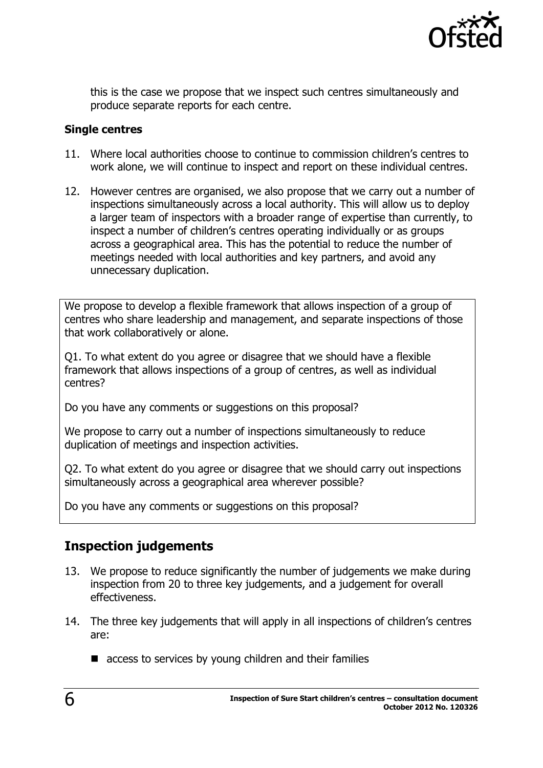this is the case we propose that we inspect such centres simultaneously and produce separate reports for each centre.

**Single centres**

11. Where local authorities choose to continue to commission children's centres to work alone, we will continue to inspect and report on these individual centres.

12. However centres are organised, we also propose that we carry out a number of inspections simultaneously across a local authority. This will allow us to deploy a larger team of inspectors with a broader range of expertise than currently, to inspect a number of children's centres operating individually or as groups across a geographical area. This has the potential to reduce the number of meetings needed with local authorities and key partners, and avoid any unnecessary duplication.

We propose to develop a flexible framework that allows inspection of a group of centres who share leadership and management, and separate inspections of those that work collaboratively or alone.

Q1. To what extent do you agree or disagree that we should have a flexible framework that allows inspections of a group of centres, as well as individual centres?

Do you have any comments or suggestions on this proposal?

We propose to carry out a number of inspections simultaneously to reduce duplication of meetings and inspection activities.

Q2. To what extent do you agree or disagree that we should carry out inspections simultaneously across a geographical area wherever possible?

Do you have any comments or suggestions on this proposal?

## Inspection judgements

13. We propose to reduce significantly the number of judgements we make during inspection from 20 to three key judgements, and a judgement for overall effectiveness.

14. The three key judgements that will apply in all inspections of children's centres are:

    - access to services by young children and their families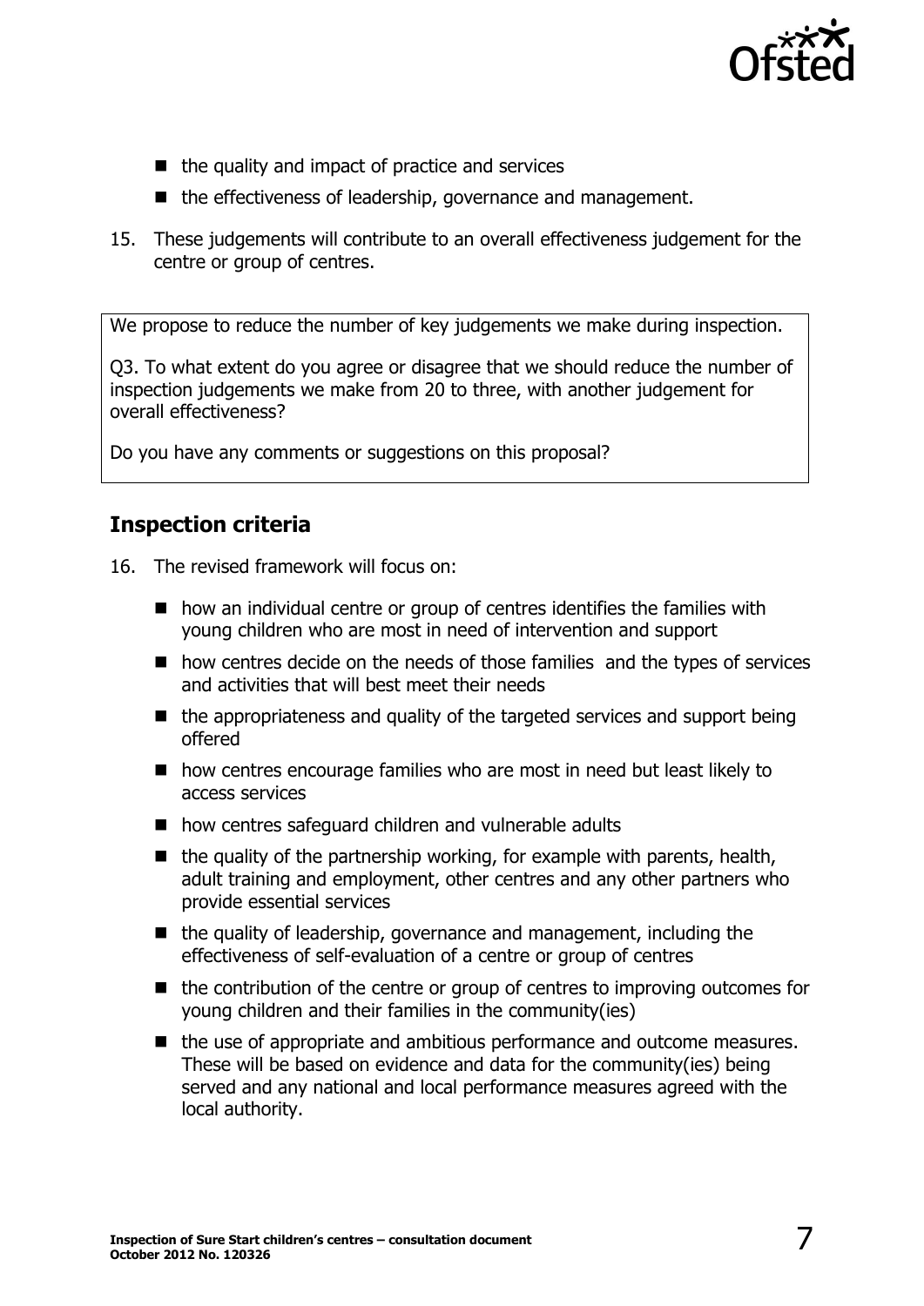- the quality and impact of practice and services
- the effectiveness of leadership, governance and management.

15. These judgements will contribute to an overall effectiveness judgement for the centre or group of centres.

> We propose to reduce the number of key judgements we make during inspection.
>
> Q3. To what extent do you agree or disagree that we should reduce the number of inspection judgements we make from 20 to three, with another judgement for overall effectiveness?
>
> Do you have any comments or suggestions on this proposal?

## Inspection criteria

16. The revised framework will focus on:

    - how an individual centre or group of centres identifies the families with young children who are most in need of intervention and support
    - how centres decide on the needs of those families and the types of services and activities that will best meet their needs
    - the appropriateness and quality of the targeted services and support being offered
    - how centres encourage families who are most in need but least likely to access services
    - how centres safeguard children and vulnerable adults
    - the quality of the partnership working, for example with parents, health, adult training and employment, other centres and any other partners who provide essential services
    - the quality of leadership, governance and management, including the effectiveness of self-evaluation of a centre or group of centres
    - the contribution of the centre or group of centres to improving outcomes for young children and their families in the community(ies)
    - the use of appropriate and ambitious performance and outcome measures. These will be based on evidence and data for the community(ies) being served and any national and local performance measures agreed with the local authority.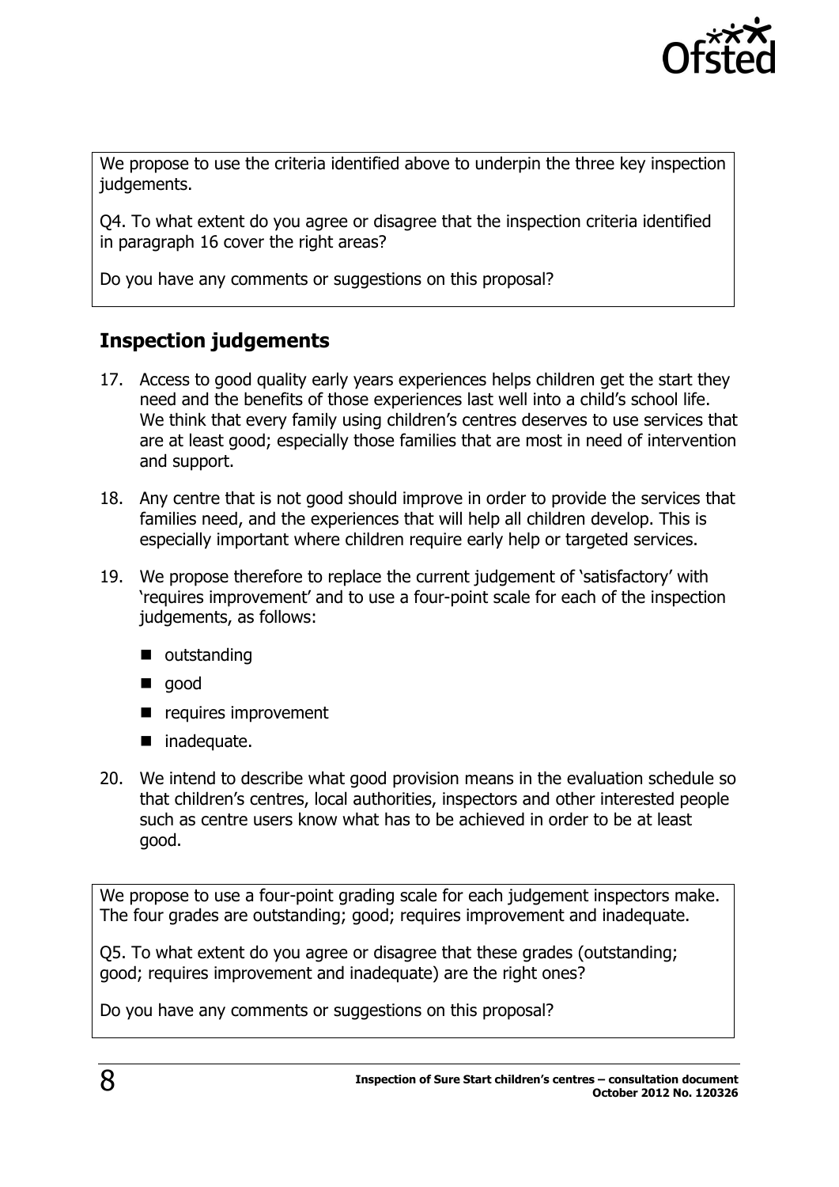We propose to use the criteria identified above to underpin the three key inspection judgements.

Q4. To what extent do you agree or disagree that the inspection criteria identified in paragraph 16 cover the right areas?

Do you have any comments or suggestions on this proposal?

## Inspection judgements

17. Access to good quality early years experiences helps children get the start they need and the benefits of those experiences last well into a child's school life. We think that every family using children's centres deserves to use services that are at least good; especially those families that are most in need of intervention and support.

18. Any centre that is not good should improve in order to provide the services that families need, and the experiences that will help all children develop. This is especially important where children require early help or targeted services.

19. We propose therefore to replace the current judgement of 'satisfactory' with 'requires improvement' and to use a four-point scale for each of the inspection judgements, as follows:

   - outstanding
   - good
   - requires improvement
   - inadequate.

20. We intend to describe what good provision means in the evaluation schedule so that children's centres, local authorities, inspectors and other interested people such as centre users know what has to be achieved in order to be at least good.

We propose to use a four-point grading scale for each judgement inspectors make. The four grades are outstanding; good; requires improvement and inadequate.

Q5. To what extent do you agree or disagree that these grades (outstanding; good; requires improvement and inadequate) are the right ones?

Do you have any comments or suggestions on this proposal?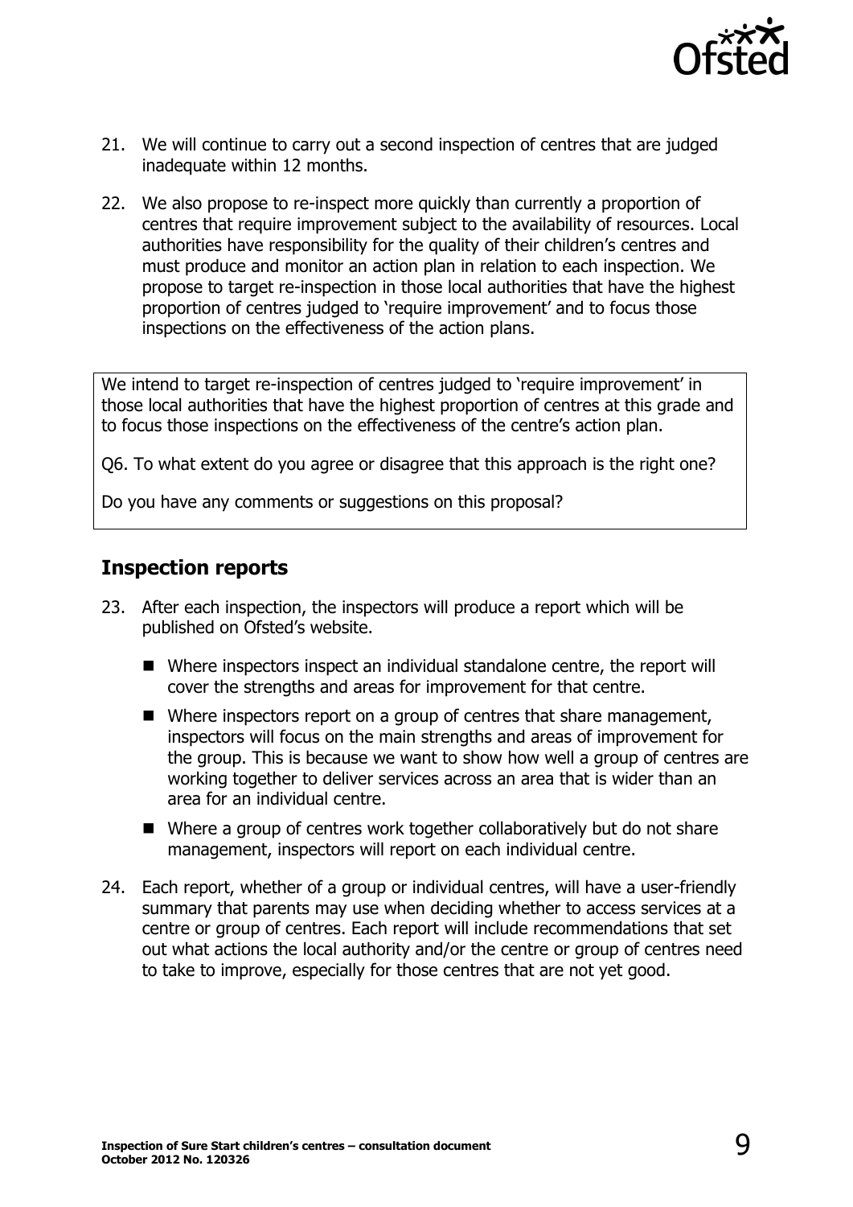21. We will continue to carry out a second inspection of centres that are judged inadequate within 12 months.

22. We also propose to re-inspect more quickly than currently a proportion of centres that require improvement subject to the availability of resources. Local authorities have responsibility for the quality of their children's centres and must produce and monitor an action plan in relation to each inspection. We propose to target re-inspection in those local authorities that have the highest proportion of centres judged to 'require improvement' and to focus those inspections on the effectiveness of the action plans.

> We intend to target re-inspection of centres judged to 'require improvement' in those local authorities that have the highest proportion of centres at this grade and to focus those inspections on the effectiveness of the centre's action plan.
>
> Q6. To what extent do you agree or disagree that this approach is the right one?
>
> Do you have any comments or suggestions on this proposal?

## Inspection reports

23. After each inspection, the inspectors will produce a report which will be published on Ofsted's website.

    - Where inspectors inspect an individual standalone centre, the report will cover the strengths and areas for improvement for that centre.
    - Where inspectors report on a group of centres that share management, inspectors will focus on the main strengths and areas of improvement for the group. This is because we want to show how well a group of centres are working together to deliver services across an area that is wider than an area for an individual centre.
    - Where a group of centres work together collaboratively but do not share management, inspectors will report on each individual centre.

24. Each report, whether of a group or individual centres, will have a user-friendly summary that parents may use when deciding whether to access services at a centre or group of centres. Each report will include recommendations that set out what actions the local authority and/or the centre or group of centres need to take to improve, especially for those centres that are not yet good.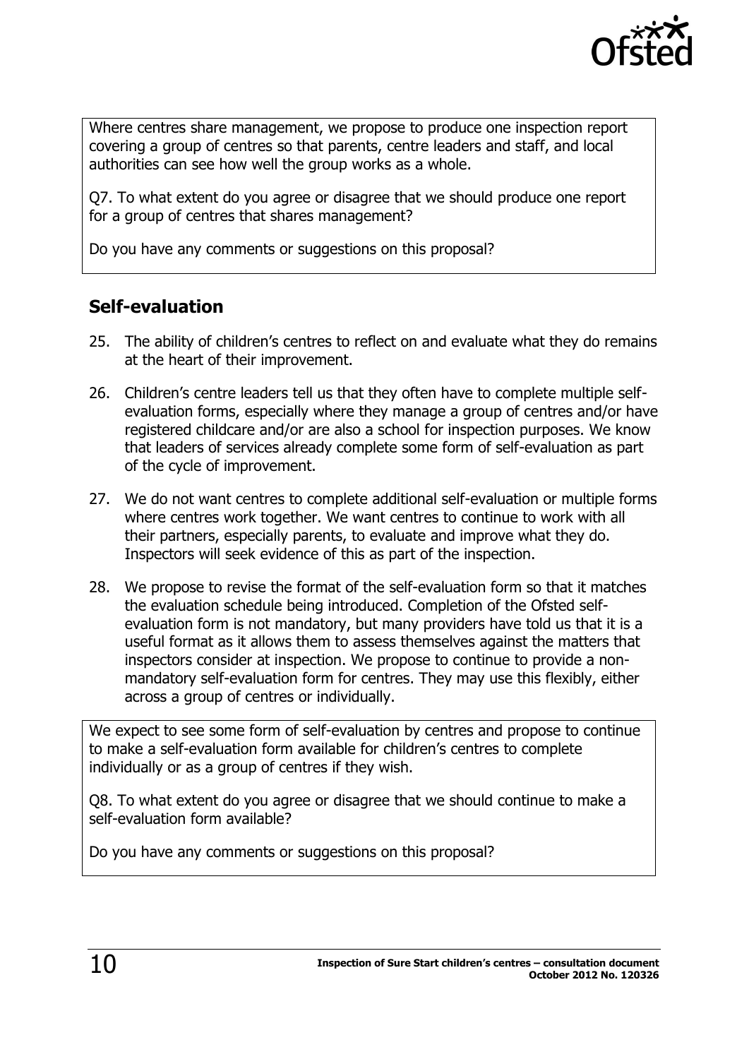Where centres share management, we propose to produce one inspection report covering a group of centres so that parents, centre leaders and staff, and local authorities can see how well the group works as a whole.

Q7. To what extent do you agree or disagree that we should produce one report for a group of centres that shares management?

Do you have any comments or suggestions on this proposal?

## Self-evaluation

25. The ability of children's centres to reflect on and evaluate what they do remains at the heart of their improvement.

26. Children's centre leaders tell us that they often have to complete multiple self-evaluation forms, especially where they manage a group of centres and/or have registered childcare and/or are also a school for inspection purposes. We know that leaders of services already complete some form of self-evaluation as part of the cycle of improvement.

27. We do not want centres to complete additional self-evaluation or multiple forms where centres work together. We want centres to continue to work with all their partners, especially parents, to evaluate and improve what they do. Inspectors will seek evidence of this as part of the inspection.

28. We propose to revise the format of the self-evaluation form so that it matches the evaluation schedule being introduced. Completion of the Ofsted self-evaluation form is not mandatory, but many providers have told us that it is a useful format as it allows them to assess themselves against the matters that inspectors consider at inspection. We propose to continue to provide a non-mandatory self-evaluation form for centres. They may use this flexibly, either across a group of centres or individually.

We expect to see some form of self-evaluation by centres and propose to continue to make a self-evaluation form available for children's centres to complete individually or as a group of centres if they wish.

Q8. To what extent do you agree or disagree that we should continue to make a self-evaluation form available?

Do you have any comments or suggestions on this proposal?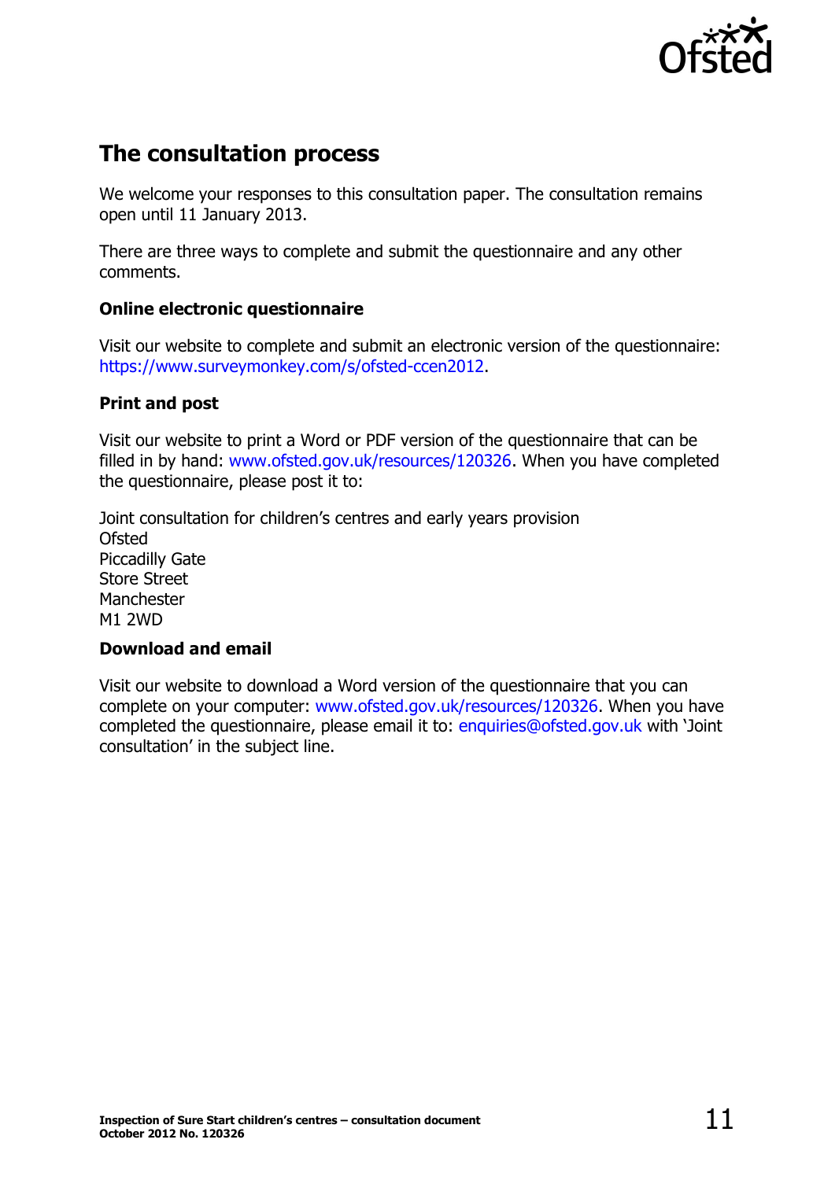## The consultation process

We welcome your responses to this consultation paper. The consultation remains open until 11 January 2013.

There are three ways to complete and submit the questionnaire and any other comments.

### Online electronic questionnaire

Visit our website to complete and submit an electronic version of the questionnaire: https://www.surveymonkey.com/s/ofsted-ccen2012.

### Print and post

Visit our website to print a Word or PDF version of the questionnaire that can be filled in by hand: www.ofsted.gov.uk/resources/120326. When you have completed the questionnaire, please post it to:

Joint consultation for children's centres and early years provision
Ofsted
Piccadilly Gate
Store Street
Manchester
M1 2WD

### Download and email

Visit our website to download a Word version of the questionnaire that you can complete on your computer: www.ofsted.gov.uk/resources/120326. When you have completed the questionnaire, please email it to: enquiries@ofsted.gov.uk with 'Joint consultation' in the subject line.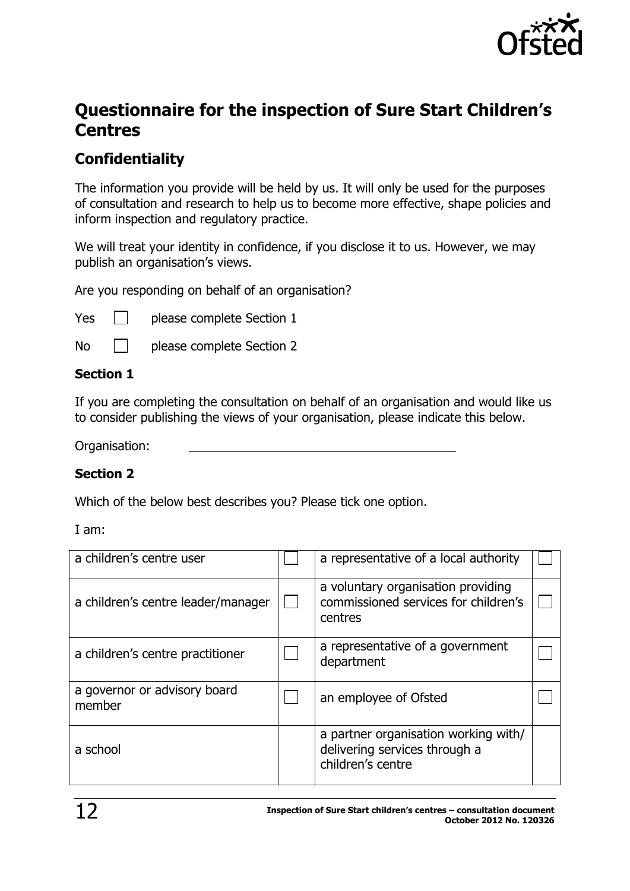# Questionnaire for the inspection of Sure Start Children's Centres

## Confidentiality

The information you provide will be held by us. It will only be used for the purposes of consultation and research to help us to become more effective, shape policies and inform inspection and regulatory practice.

We will treat your identity in confidence, if you disclose it to us. However, we may publish an organisation's views.

Are you responding on behalf of an organisation?

Yes ☐ please complete Section 1

No ☐ please complete Section 2

### Section 1

If you are completing the consultation on behalf of an organisation and would like us to consider publishing the views of your organisation, please indicate this below.

Organisation: ______________________________

### Section 2

Which of the below best describes you? Please tick one option.

I am:

| | | | |
|---|---|---|---|
| a children's centre user | ☐ | a representative of a local authority | ☐ |
| a children's centre leader/manager | ☐ | a voluntary organisation providing commissioned services for children's centres | ☐ |
| a children's centre practitioner | ☐ | a representative of a government department | ☐ |
| a governor or advisory board member | ☐ | an employee of Ofsted | ☐ |
| a school | | a partner organisation working with/ delivering services through a children's centre | |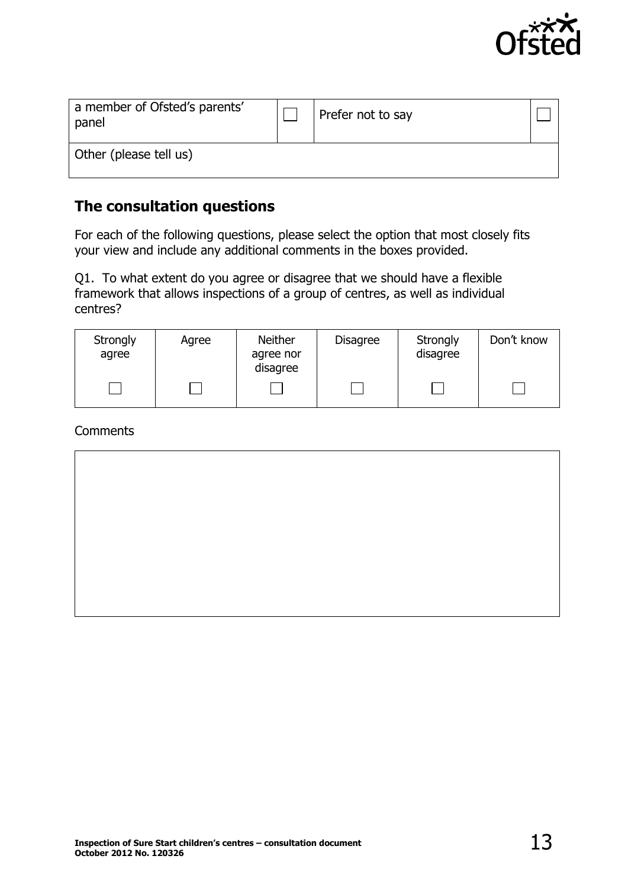| a member of Ofsted's parents' panel | ☐ | Prefer not to say | ☐ |
|---|---|---|---|
| Other (please tell us) | | | |

## The consultation questions

For each of the following questions, please select the option that most closely fits your view and include any additional comments in the boxes provided.

Q1. To what extent do you agree or disagree that we should have a flexible framework that allows inspections of a group of centres, as well as individual centres?

| Strongly agree | Agree | Neither agree nor disagree | Disagree | Strongly disagree | Don't know |
|---|---|---|---|---|---|
| ☐ | ☐ | ☐ | ☐ | ☐ | ☐ |

Comments

| |
|---|
| |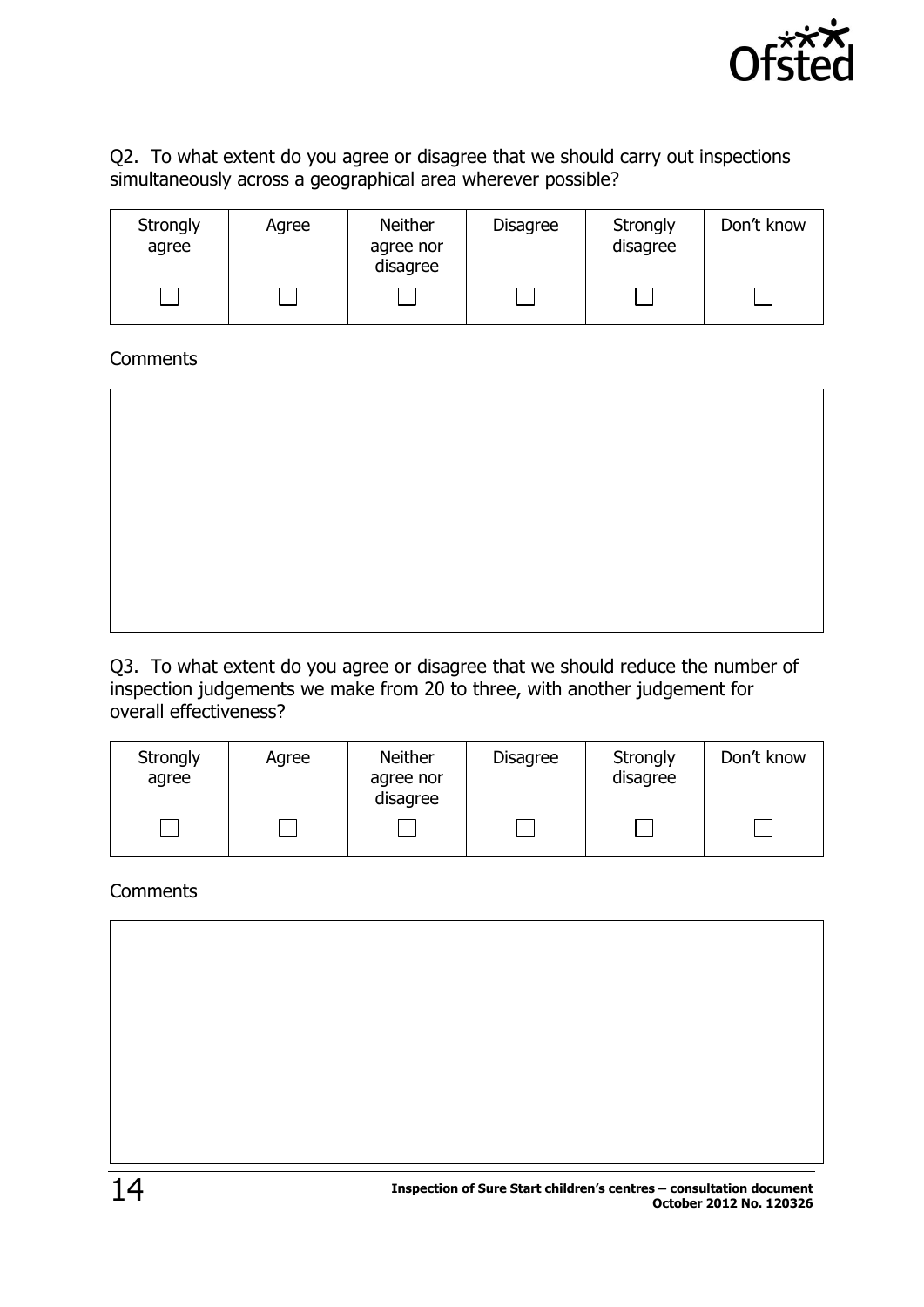Q2. To what extent do you agree or disagree that we should carry out inspections simultaneously across a geographical area wherever possible?

| Strongly agree | Agree | Neither agree nor disagree | Disagree | Strongly disagree | Don't know |
| --- | --- | --- | --- | --- | --- |
| ☐ | ☐ | ☐ | ☐ | ☐ | ☐ |

Comments

Q3. To what extent do you agree or disagree that we should reduce the number of inspection judgements we make from 20 to three, with another judgement for overall effectiveness?

| Strongly agree | Agree | Neither agree nor disagree | Disagree | Strongly disagree | Don't know |
| --- | --- | --- | --- | --- | --- |
| ☐ | ☐ | ☐ | ☐ | ☐ | ☐ |

Comments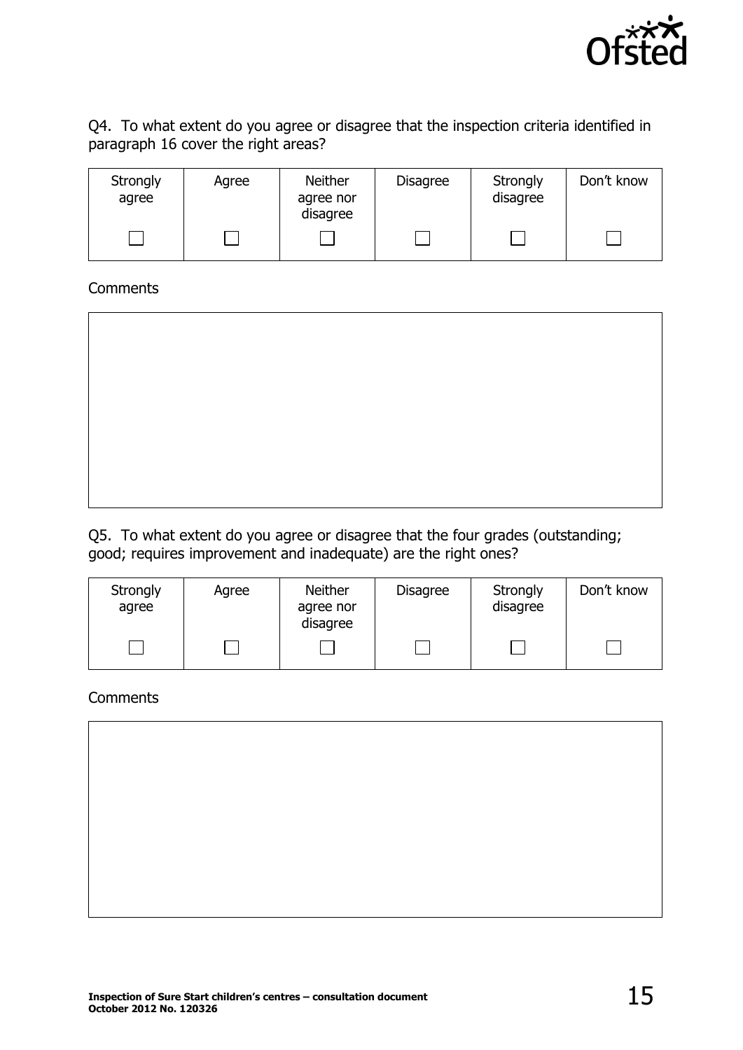Q4. To what extent do you agree or disagree that the inspection criteria identified in paragraph 16 cover the right areas?

| Strongly agree | Agree | Neither agree nor disagree | Disagree | Strongly disagree | Don't know |
|---|---|---|---|---|---|
| ☐ | ☐ | ☐ | ☐ | ☐ | ☐ |

Comments

| |
|---|
| |

Q5. To what extent do you agree or disagree that the four grades (outstanding; good; requires improvement and inadequate) are the right ones?

| Strongly agree | Agree | Neither agree nor disagree | Disagree | Strongly disagree | Don't know |
|---|---|---|---|---|---|
| ☐ | ☐ | ☐ | ☐ | ☐ | ☐ |

Comments

| |
|---|
| |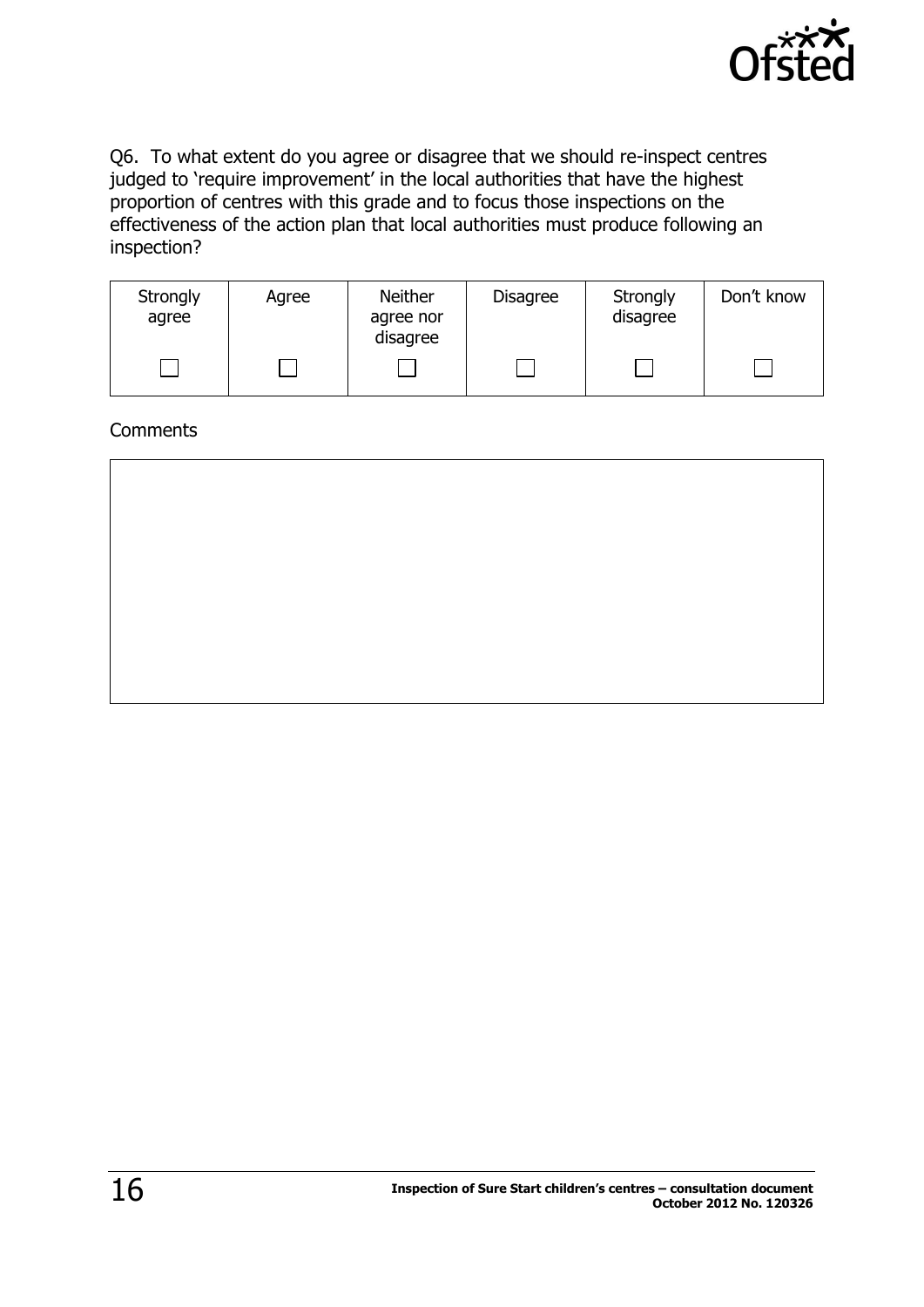Q6. To what extent do you agree or disagree that we should re-inspect centres judged to 'require improvement' in the local authorities that have the highest proportion of centres with this grade and to focus those inspections on the effectiveness of the action plan that local authorities must produce following an inspection?

| Strongly agree | Agree | Neither agree nor disagree | Disagree | Strongly disagree | Don't know |
|---|---|---|---|---|---|
| ☐ | ☐ | ☐ | ☐ | ☐ | ☐ |

Comments

| |
|---|
| |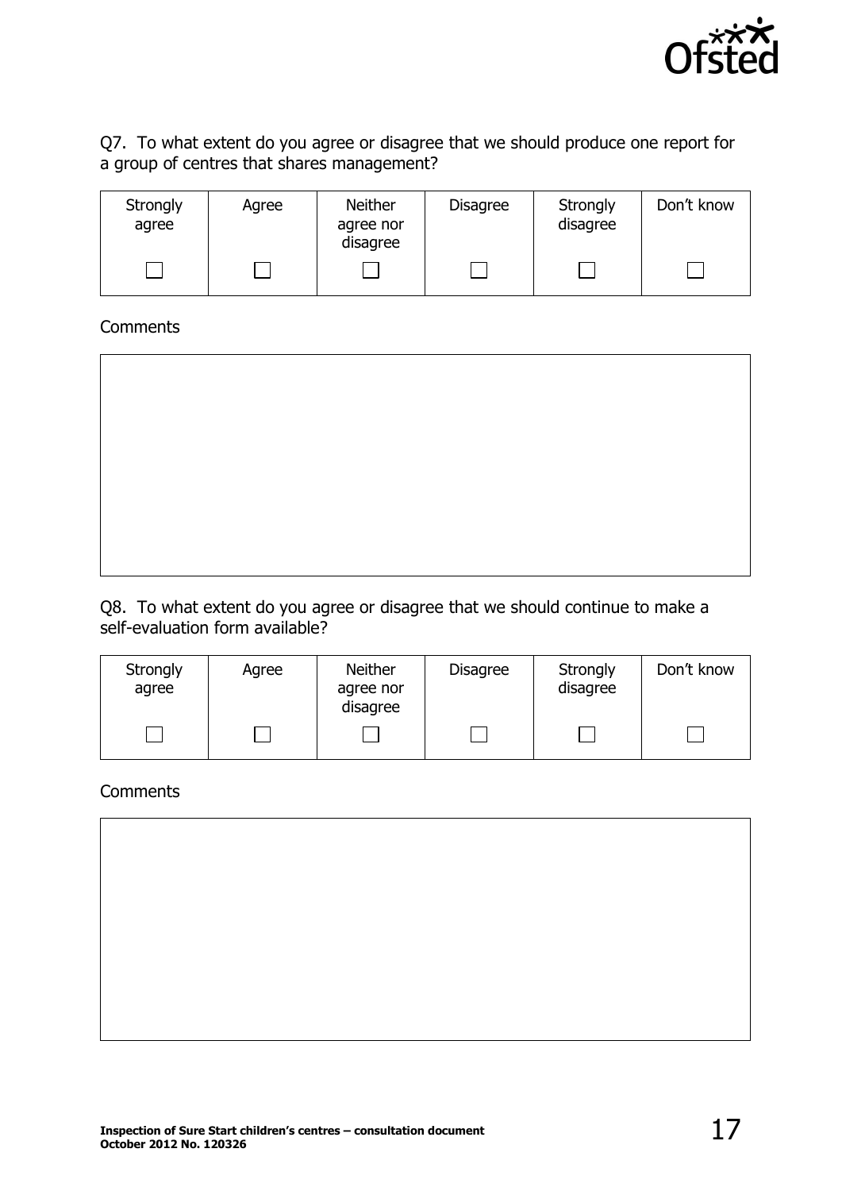Q7. To what extent do you agree or disagree that we should produce one report for a group of centres that shares management?

| Strongly agree | Agree | Neither agree nor disagree | Disagree | Strongly disagree | Don't know |
|---|---|---|---|---|---|
| ☐ | ☐ | ☐ | ☐ | ☐ | ☐ |

Comments

Q8. To what extent do you agree or disagree that we should continue to make a self-evaluation form available?

| Strongly agree | Agree | Neither agree nor disagree | Disagree | Strongly disagree | Don't know |
|---|---|---|---|---|---|
| ☐ | ☐ | ☐ | ☐ | ☐ | ☐ |

Comments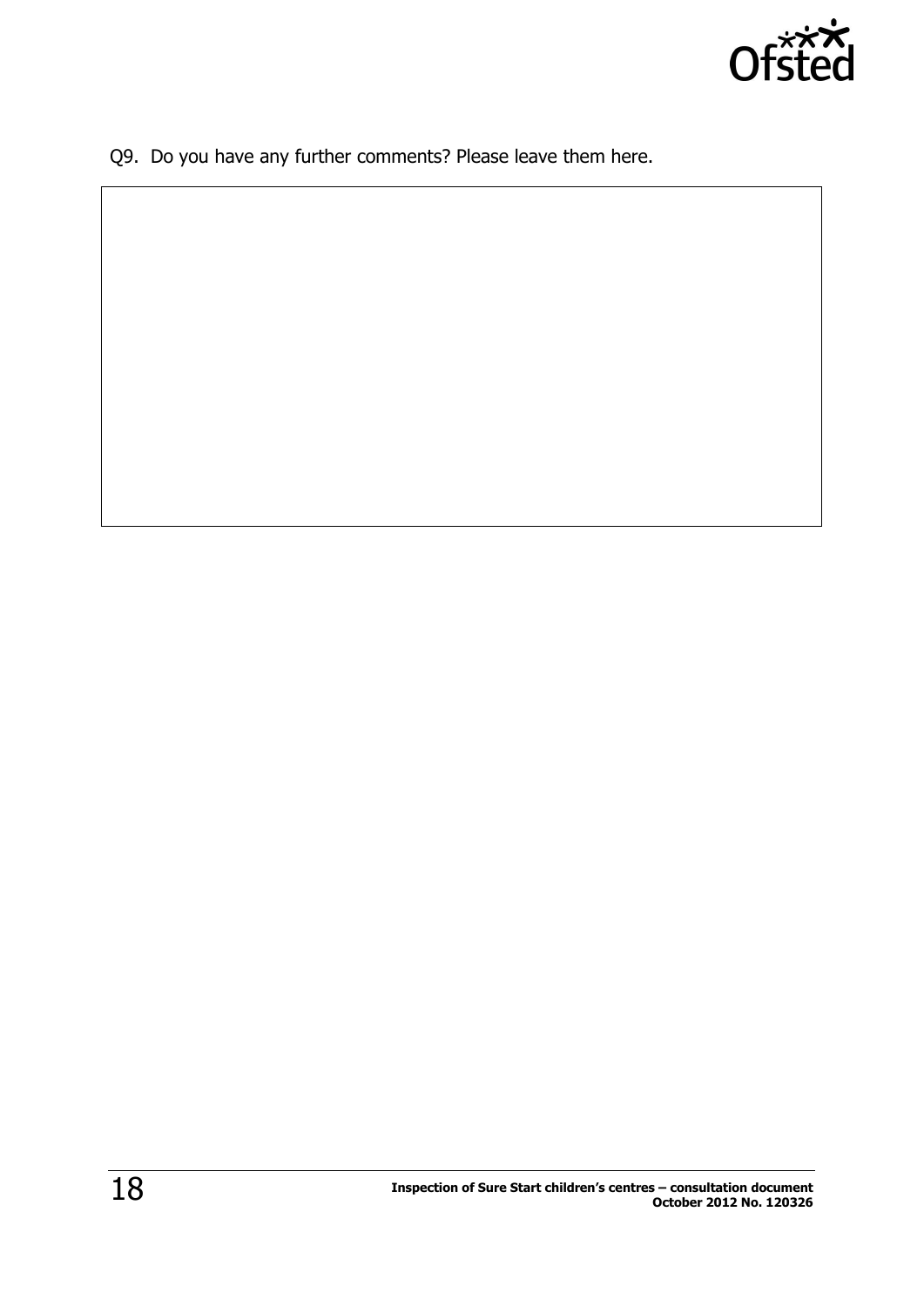Q9. Do you have any further comments? Please leave them here.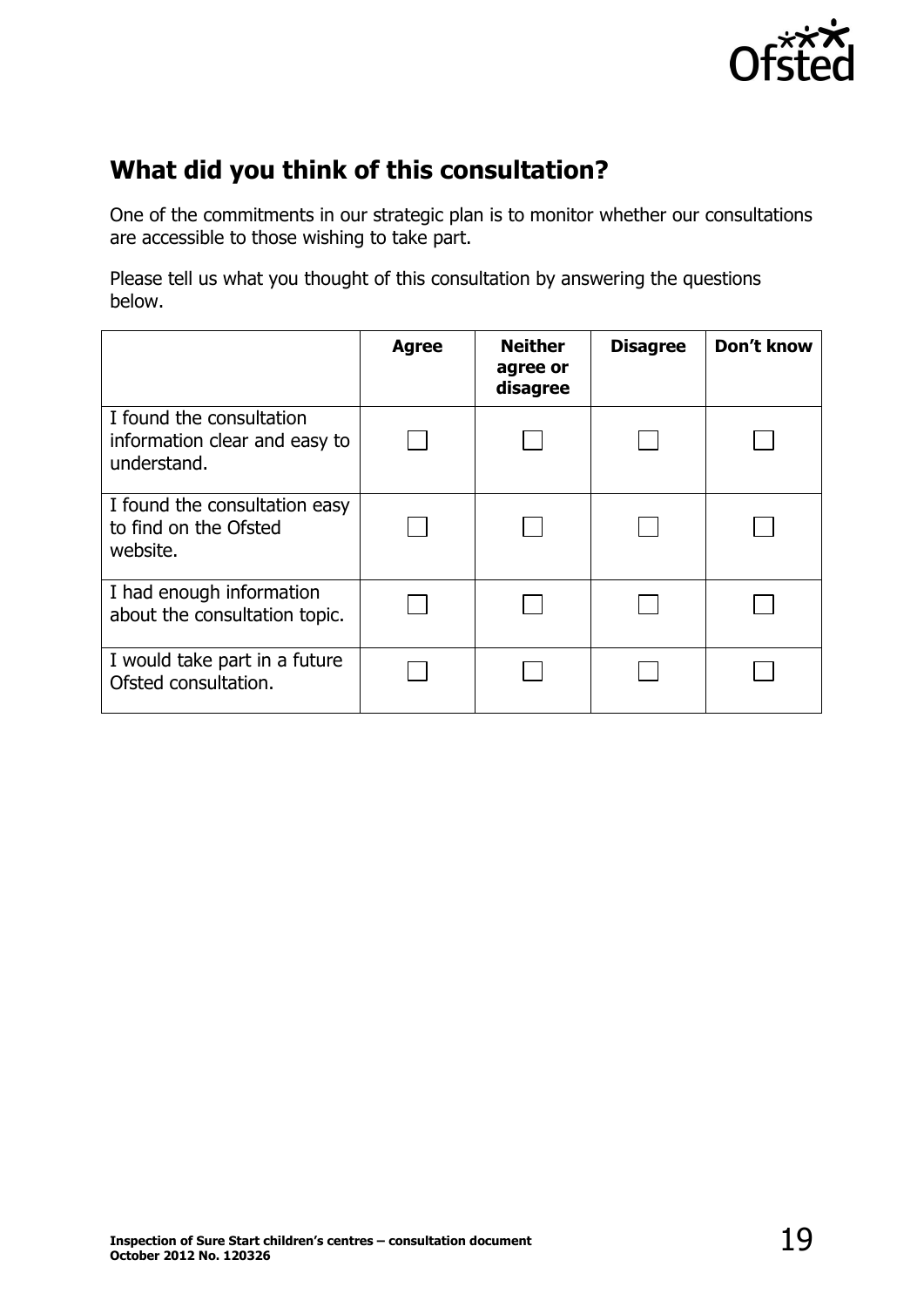## What did you think of this consultation?

One of the commitments in our strategic plan is to monitor whether our consultations are accessible to those wishing to take part.

Please tell us what you thought of this consultation by answering the questions below.

| | **Agree** | **Neither agree or disagree** | **Disagree** | **Don't know** |
|---|---|---|---|---|
| I found the consultation information clear and easy to understand. | ☐ | ☐ | ☐ | ☐ |
| I found the consultation easy to find on the Ofsted website. | ☐ | ☐ | ☐ | ☐ |
| I had enough information about the consultation topic. | ☐ | ☐ | ☐ | ☐ |
| I would take part in a future Ofsted consultation. | ☐ | ☐ | ☐ | ☐ |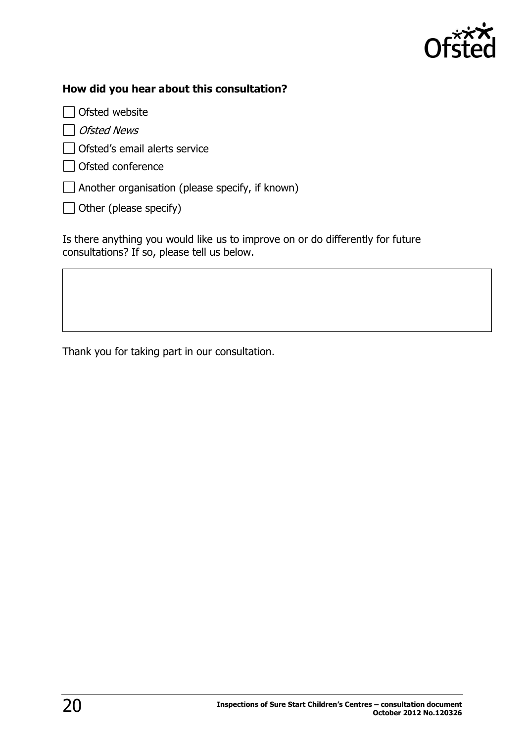**How did you hear about this consultation?**

- ☐ Ofsted website
- ☐ *Ofsted News*
- ☐ Ofsted's email alerts service
- ☐ Ofsted conference
- ☐ Another organisation (please specify, if known)
- ☐ Other (please specify)

Is there anything you would like us to improve on or do differently for future consultations? If so, please tell us below.

| |
|---|
| |

Thank you for taking part in our consultation.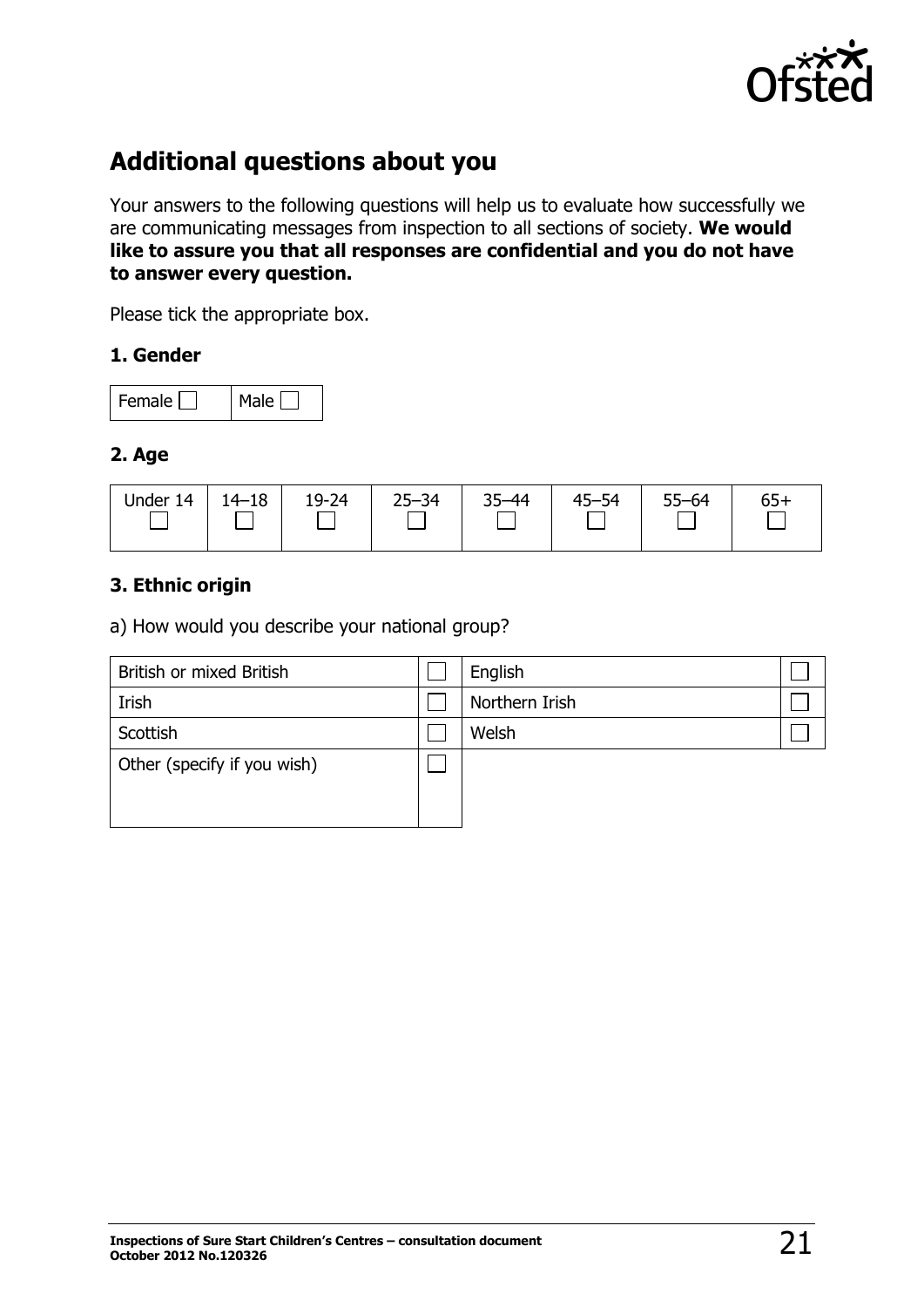## Additional questions about you

Your answers to the following questions will help us to evaluate how successfully we are communicating messages from inspection to all sections of society. **We would like to assure you that all responses are confidential and you do not have to answer every question.**

Please tick the appropriate box.

### 1. Gender

| Female ☐ | Male ☐ |
|---|---|

### 2. Age

| Under 14 | 14–18 | 19-24 | 25–34 | 35–44 | 45–54 | 55–64 | 65+ |
|---|---|---|---|---|---|---|---|
| ☐ | ☐ | ☐ | ☐ | ☐ | ☐ | ☐ | ☐ |

### 3. Ethnic origin

a) How would you describe your national group?

| | | | |
|---|---|---|---|
| British or mixed British | ☐ | English | ☐ |
| Irish | ☐ | Northern Irish | ☐ |
| Scottish | ☐ | Welsh | ☐ |
| Other (specify if you wish) | ☐ | | |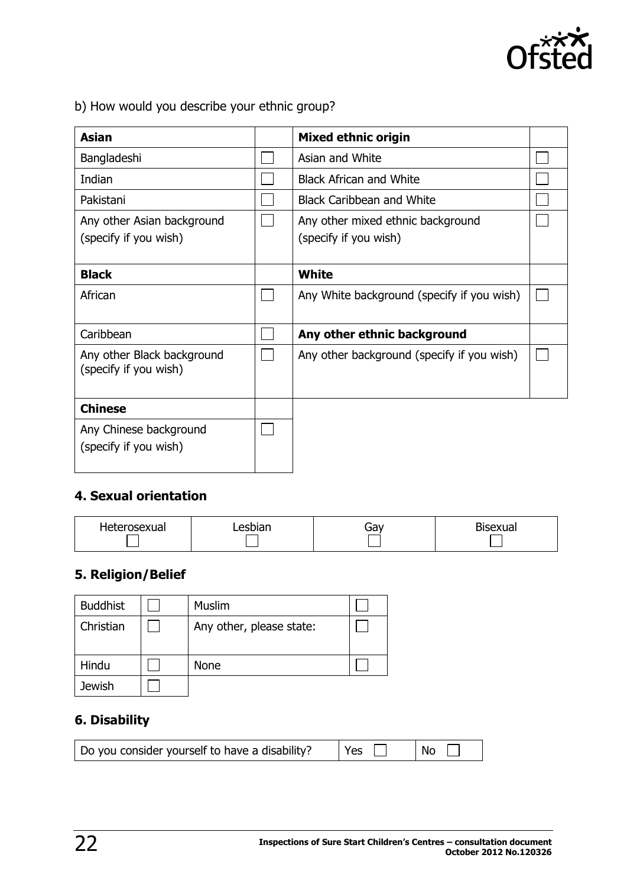b) How would you describe your ethnic group?

| | | | |
|---|---|---|---|
| **Asian** | | **Mixed ethnic origin** | |
| Bangladeshi | ☐ | Asian and White | ☐ |
| Indian | ☐ | Black African and White | ☐ |
| Pakistani | ☐ | Black Caribbean and White | ☐ |
| Any other Asian background (specify if you wish) | ☐ | Any other mixed ethnic background (specify if you wish) | ☐ |
| **Black** | | **White** | |
| African | ☐ | Any White background (specify if you wish) | ☐ |
| Caribbean | ☐ | **Any other ethnic background** | |
| Any other Black background (specify if you wish) | ☐ | Any other background (specify if you wish) | ☐ |
| **Chinese** | | | |
| Any Chinese background (specify if you wish) | ☐ | | |

## 4. Sexual orientation

| Heterosexual | Lesbian | Gay | Bisexual |
|---|---|---|---|
| ☐ | ☐ | ☐ | ☐ |

## 5. Religion/Belief

| | | | |
|---|---|---|---|
| Buddhist | ☐ | Muslim | ☐ |
| Christian | ☐ | Any other, please state: | ☐ |
| Hindu | ☐ | None | ☐ |
| Jewish | ☐ | | |

## 6. Disability

| | | |
|---|---|---|
| Do you consider yourself to have a disability? | Yes ☐ | No ☐ |